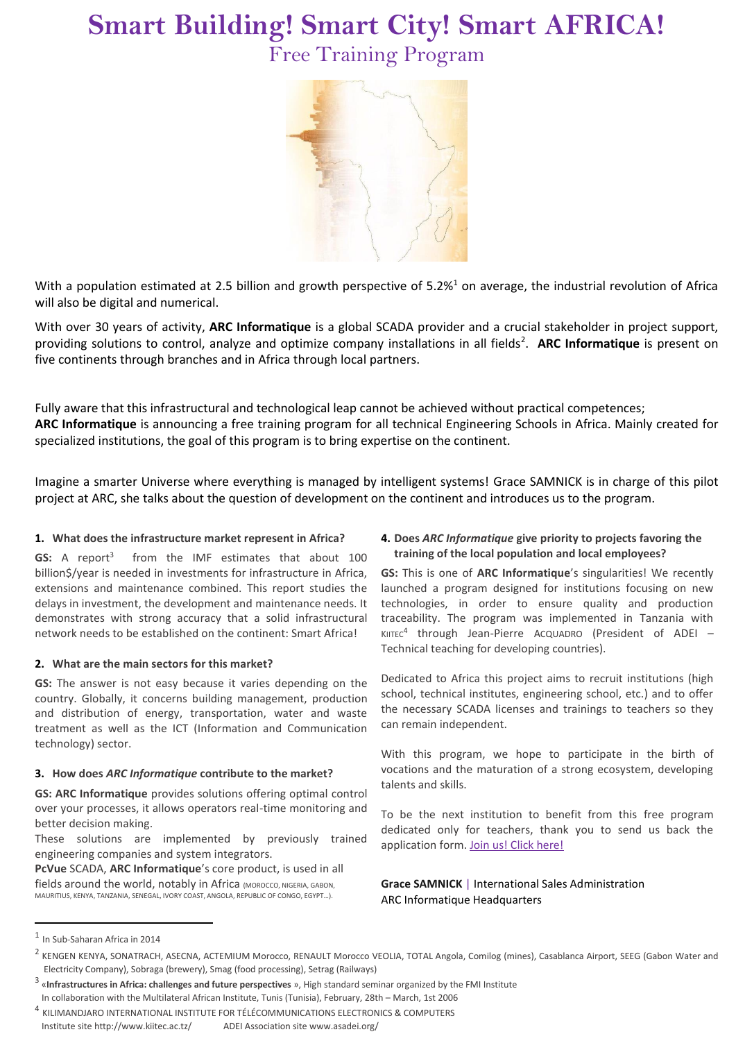# Smart Building! Smart City! Smart AFRICA!

## Free Training Program

With a population estimated at 2.5 billion and growth perspective of 5.2%[1] on average, the industrial revolution of Africa will also be digital and numerical.

With over 30 years of activity, **ARC Informatique** is a global SCADA provider and a crucial stakeholder in project support, providing solutions to control, analyze and optimize company installations in all fields[2]. **ARC Informatique** is present on five continents through branches and in Africa through local partners.

Fully aware that this infrastructural and technological leap cannot be achieved without practical competences; **ARC Informatique** is announcing a free training program for all technical Engineering Schools in Africa. Mainly created for specialized institutions, the goal of this program is to bring expertise on the continent.

Imagine a smarter Universe where everything is managed by intelligent systems! Grace SAMNICK is in charge of this pilot project at ARC, she talks about the question of development on the continent and introduces us to the program.

### 1. What does the infrastructure market represent in Africa?

**GS:** A report[3] from the IMF estimates that about 100 billion$/year is needed in investments for infrastructure in Africa, extensions and maintenance combined. This report studies the delays in investment, the development and maintenance needs. It demonstrates with strong accuracy that a solid infrastructural network needs to be established on the continent: Smart Africa!

### 2. What are the main sectors for this market?

**GS:** The answer is not easy because it varies depending on the country. Globally, it concerns building management, production and distribution of energy, transportation, water and waste treatment as well as the ICT (Information and Communication technology) sector.

### 3. How does *ARC Informatique* contribute to the market?

**GS: ARC Informatique** provides solutions offering optimal control over your processes, it allows operators real-time monitoring and better decision making.

These solutions are implemented by previously trained engineering companies and system integrators.

**PcVue** SCADA, **ARC Informatique**'s core product, is used in all fields around the world, notably in Africa (MOROCCO, NIGERIA, GABON, MAURITIUS, KENYA, TANZANIA, SENEGAL, IVORY COAST, ANGOLA, REPUBLIC OF CONGO, EGYPT…).

### 4. Does *ARC Informatique* give priority to projects favoring the training of the local population and local employees?

**GS:** This is one of **ARC Informatique**'s singularities! We recently launched a program designed for institutions focusing on new technologies, in order to ensure quality and production traceability. The program was implemented in Tanzania with KIITEC[4] through Jean-Pierre ACQUADRO (President of ADEI – Technical teaching for developing countries).

Dedicated to Africa this project aims to recruit institutions (high school, technical institutes, engineering school, etc.) and to offer the necessary SCADA licenses and trainings to teachers so they can remain independent.

With this program, we hope to participate in the birth of vocations and the maturation of a strong ecosystem, developing talents and skills.

To be the next institution to benefit from this free program dedicated only for teachers, thank you to send us back the application form. [Join us! Click here!]

**Grace SAMNICK** | International Sales Administration
ARC Informatique Headquarters

---

[1] In Sub-Saharan Africa in 2014

[2] KENGEN KENYA, SONATRACH, ASECNA, ACTEMIUM Morocco, RENAULT Morocco VEOLIA, TOTAL Angola, Comilog (mines), Casablanca Airport, SEEG (Gabon Water and Electricity Company), Sobraga (brewery), Smag (food processing), Setrag (Railways)

[3] «**Infrastructures in Africa: challenges and future perspectives** », High standard seminar organized by the FMI Institute In collaboration with the Multilateral African Institute, Tunis (Tunisia), February, 28th – March, 1st 2006

[4] KILIMANDJARO INTERNATIONAL INSTITUTE FOR TÉLÉCOMMUNICATIONS ELECTRONICS & COMPUTERS Institute site http://www.kiitec.ac.tz/ ADEI Association site www.asadei.org/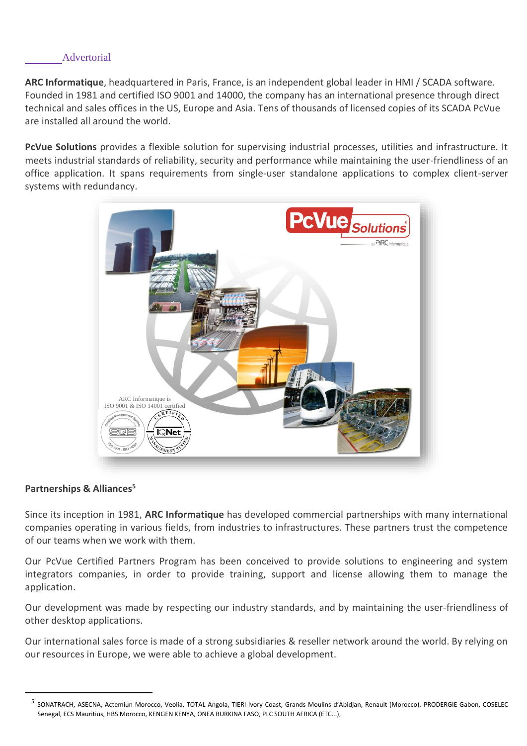Advertorial

**ARC Informatique**, headquartered in Paris, France, is an independent global leader in HMI / SCADA software. Founded in 1981 and certified ISO 9001 and 14000, the company has an international presence through direct technical and sales offices in the US, Europe and Asia. Tens of thousands of licensed copies of its SCADA PcVue are installed all around the world.

**PcVue Solutions** provides a flexible solution for supervising industrial processes, utilities and infrastructure. It meets industrial standards of reliability, security and performance while maintaining the user-friendliness of an office application. It spans requirements from single-user standalone applications to complex client-server systems with redundancy.

## Partnerships & Alliances[5]

Since its inception in 1981, **ARC Informatique** has developed commercial partnerships with many international companies operating in various fields, from industries to infrastructures. These partners trust the competence of our teams when we work with them.

Our PcVue Certified Partners Program has been conceived to provide solutions to engineering and system integrators companies, in order to provide training, support and license allowing them to manage the application.

Our development was made by respecting our industry standards, and by maintaining the user-friendliness of other desktop applications.

Our international sales force is made of a strong subsidiaries & reseller network around the world. By relying on our resources in Europe, we were able to achieve a global development.

[5] SONATRACH, ASECNA, Actemiun Morocco, Veolia, TOTAL Angola, TIERI Ivory Coast, Grands Moulins d'Abidjan, Renault (Morocco). PRODERGIE Gabon, COSELEC Senegal, ECS Mauritius, HBS Morocco, KENGEN KENYA, ONEA BURKINA FASO, PLC SOUTH AFRICA (ETC...),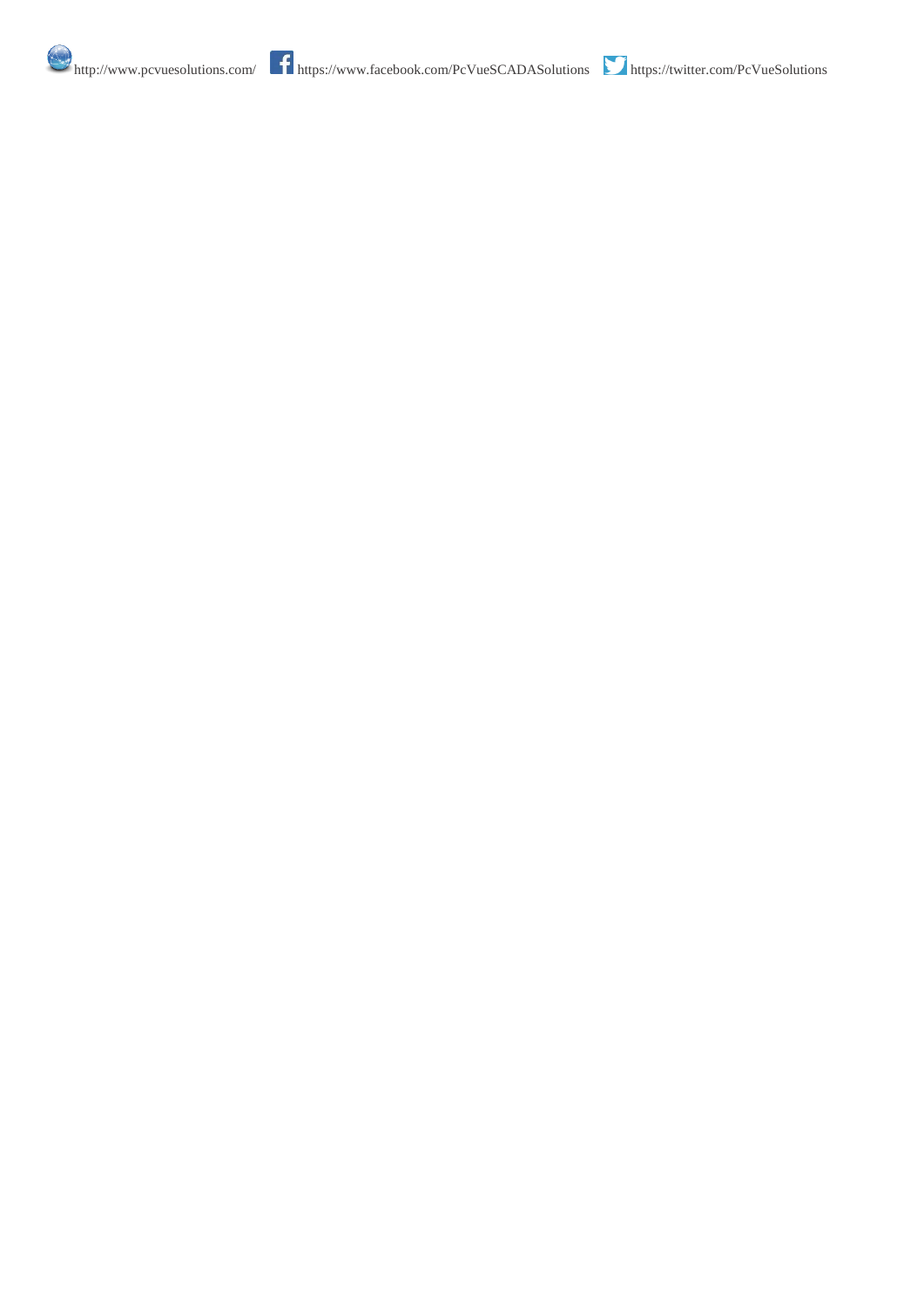http://www.pcvuesolutions.com/ https://www.facebook.com/PcVueSCADASolutions https://twitter.com/PcVueSolutions